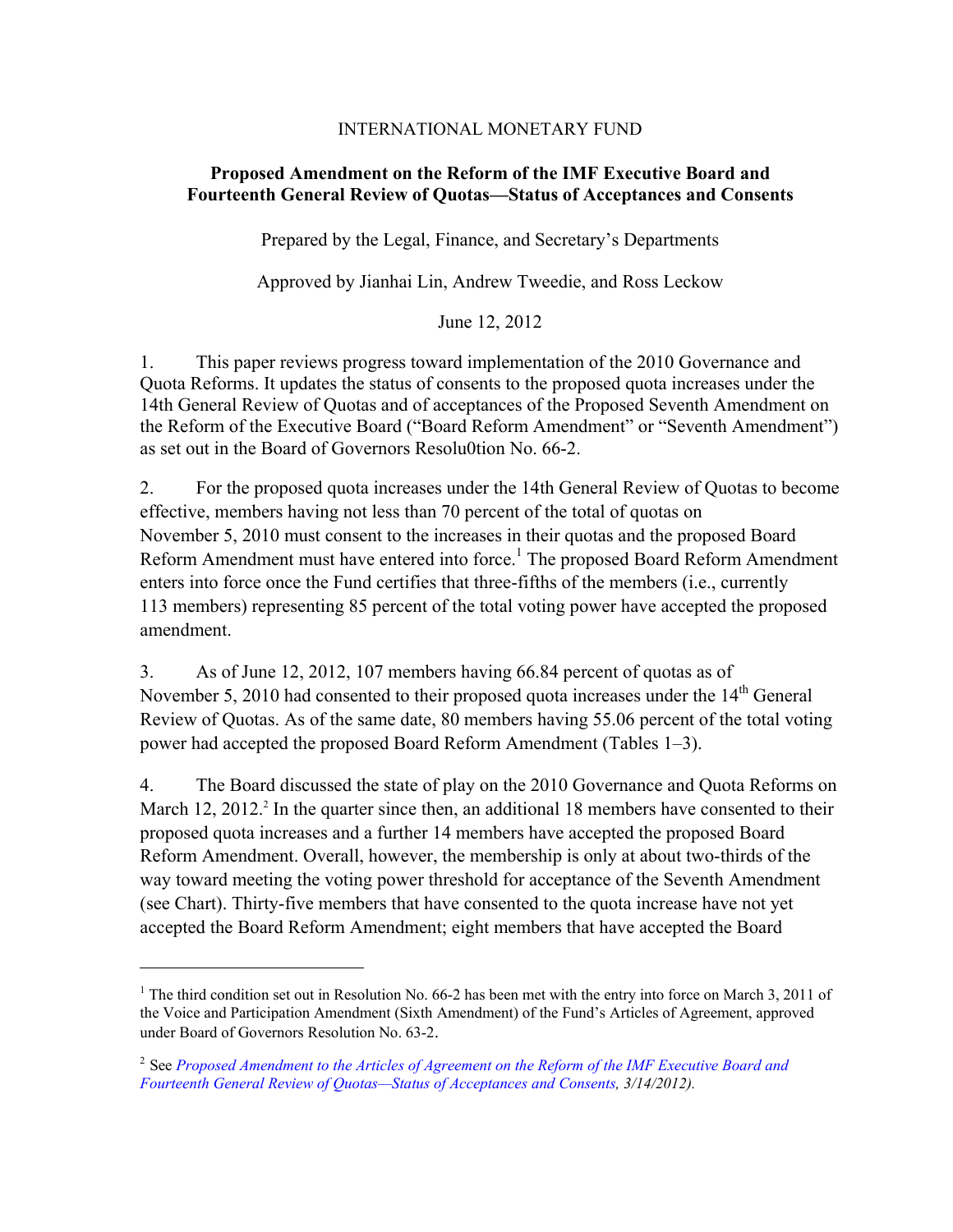INTERNATIONAL MONETARY FUND

**Proposed Amendment on the Reform of the IMF Executive Board and Fourteenth General Review of Quotas—Status of Acceptances and Consents**

Prepared by the Legal, Finance, and Secretary's Departments

Approved by Jianhai Lin, Andrew Tweedie, and Ross Leckow

June 12, 2012

1. This paper reviews progress toward implementation of the 2010 Governance and Quota Reforms. It updates the status of consents to the proposed quota increases under the 14th General Review of Quotas and of acceptances of the Proposed Seventh Amendment on the Reform of the Executive Board ("Board Reform Amendment" or "Seventh Amendment") as set out in the Board of Governors Resolu0tion No. 66-2.

2. For the proposed quota increases under the 14th General Review of Quotas to become effective, members having not less than 70 percent of the total of quotas on November 5, 2010 must consent to the increases in their quotas and the proposed Board Reform Amendment must have entered into force.[1] The proposed Board Reform Amendment enters into force once the Fund certifies that three-fifths of the members (i.e., currently 113 members) representing 85 percent of the total voting power have accepted the proposed amendment.

3. As of June 12, 2012, 107 members having 66.84 percent of quotas as of November 5, 2010 had consented to their proposed quota increases under the 14th General Review of Quotas. As of the same date, 80 members having 55.06 percent of the total voting power had accepted the proposed Board Reform Amendment (Tables 1–3).

4. The Board discussed the state of play on the 2010 Governance and Quota Reforms on March 12, 2012.[2] In the quarter since then, an additional 18 members have consented to their proposed quota increases and a further 14 members have accepted the proposed Board Reform Amendment. Overall, however, the membership is only at about two-thirds of the way toward meeting the voting power threshold for acceptance of the Seventh Amendment (see Chart). Thirty-five members that have consented to the quota increase have not yet accepted the Board Reform Amendment; eight members that have accepted the Board

---

[1] The third condition set out in Resolution No. 66-2 has been met with the entry into force on March 3, 2011 of the Voice and Participation Amendment (Sixth Amendment) of the Fund's Articles of Agreement, approved under Board of Governors Resolution No. 63-2.

[2] See *Proposed Amendment to the Articles of Agreement on the Reform of the IMF Executive Board and Fourteenth General Review of Quotas—Status of Acceptances and Consents, 3/14/2012).*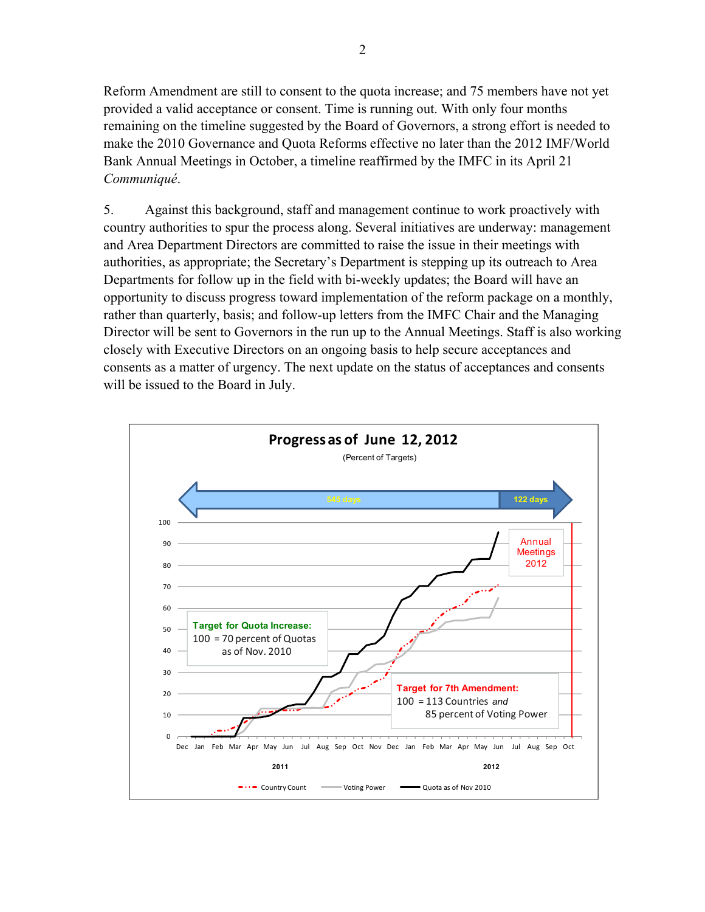Reform Amendment are still to consent to the quota increase; and 75 members have not yet provided a valid acceptance or consent. Time is running out. With only four months remaining on the timeline suggested by the Board of Governors, a strong effort is needed to make the 2010 Governance and Quota Reforms effective no later than the 2012 IMF/World Bank Annual Meetings in October, a timeline reaffirmed by the IMFC in its April 21 *Communiqué*.

5. Against this background, staff and management continue to work proactively with country authorities to spur the process along. Several initiatives are underway: management and Area Department Directors are committed to raise the issue in their meetings with authorities, as appropriate; the Secretary's Department is stepping up its outreach to Area Departments for follow up in the field with bi-weekly updates; the Board will have an opportunity to discuss progress toward implementation of the reform package on a monthly, rather than quarterly, basis; and follow-up letters from the IMFC Chair and the Managing Director will be sent to Governors in the run up to the Annual Meetings. Staff is also working closely with Executive Directors on an ongoing basis to help secure acceptances and consents as a matter of urgency. The next update on the status of acceptances and consents will be issued to the Board in July.

**Progress as of June 12, 2012**

(Percent of Targets)

545 days | 122 days

Annual Meetings 2012

**Target for Quota Increase:**
100 = 70 percent of Quotas as of Nov. 2010

**Target for 7th Amendment:**
100 = 113 Countries *and* 85 percent of Voting Power

Country Count — Voting Power — Quota as of Nov 2010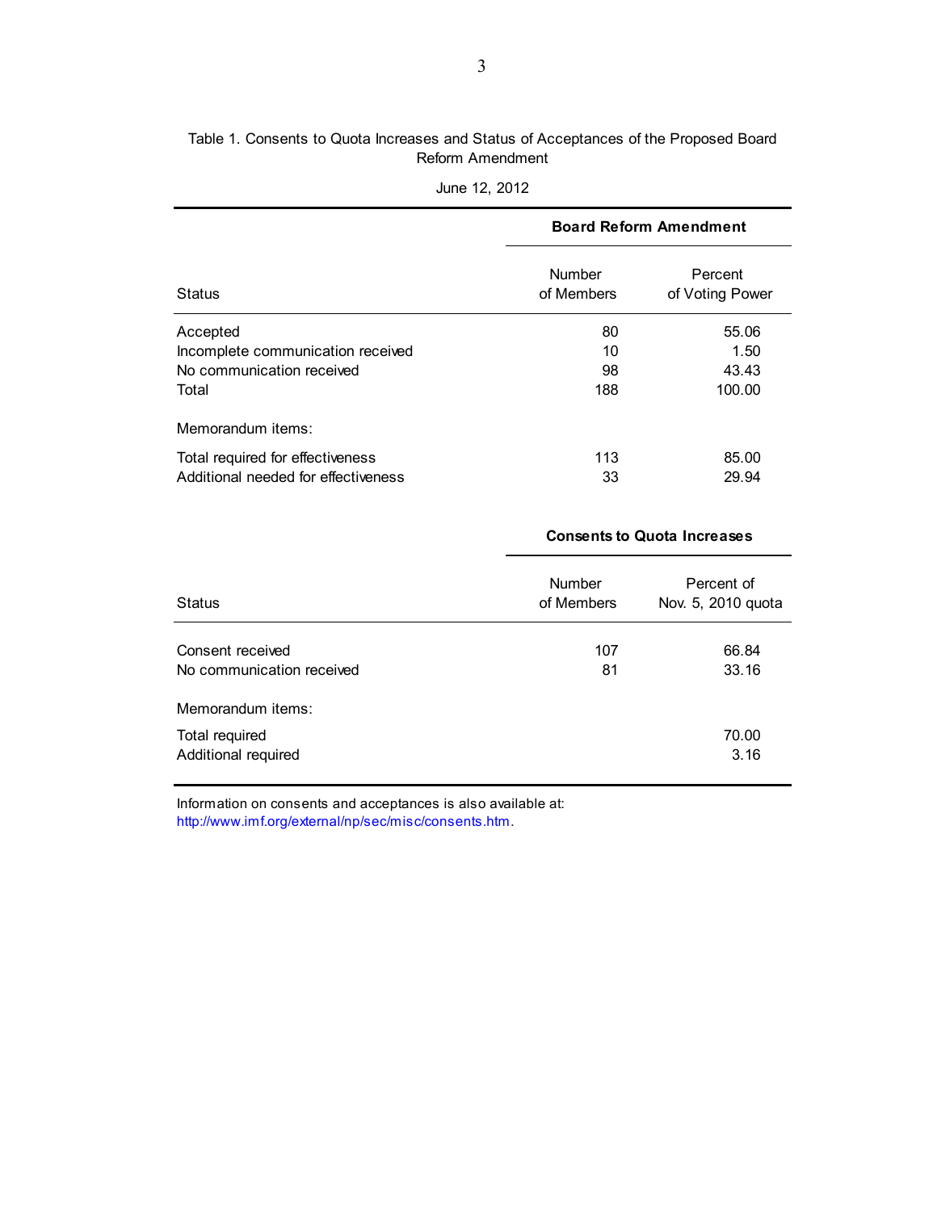Table 1. Consents to Quota Increases and Status of Acceptances of the Proposed Board Reform Amendment

June 12, 2012

| Status | Board Reform Amendment | |
|---|---|---|
| | Number of Members | Percent of Voting Power |
| Accepted | 80 | 55.06 |
| Incomplete communication received | 10 | 1.50 |
| No communication received | 98 | 43.43 |
| Total | 188 | 100.00 |
| Memorandum items: | | |
| Total required for effectiveness | 113 | 85.00 |
| Additional needed for effectiveness | 33 | 29.94 |

| Status | Consents to Quota Increases | |
|---|---|---|
| | Number of Members | Percent of Nov. 5, 2010 quota |
| Consent received | 107 | 66.84 |
| No communication received | 81 | 33.16 |
| Memorandum items: | | |
| Total required | | 70.00 |
| Additional required | | 3.16 |

Information on consents and acceptances is also available at: http://www.imf.org/external/np/sec/misc/consents.htm.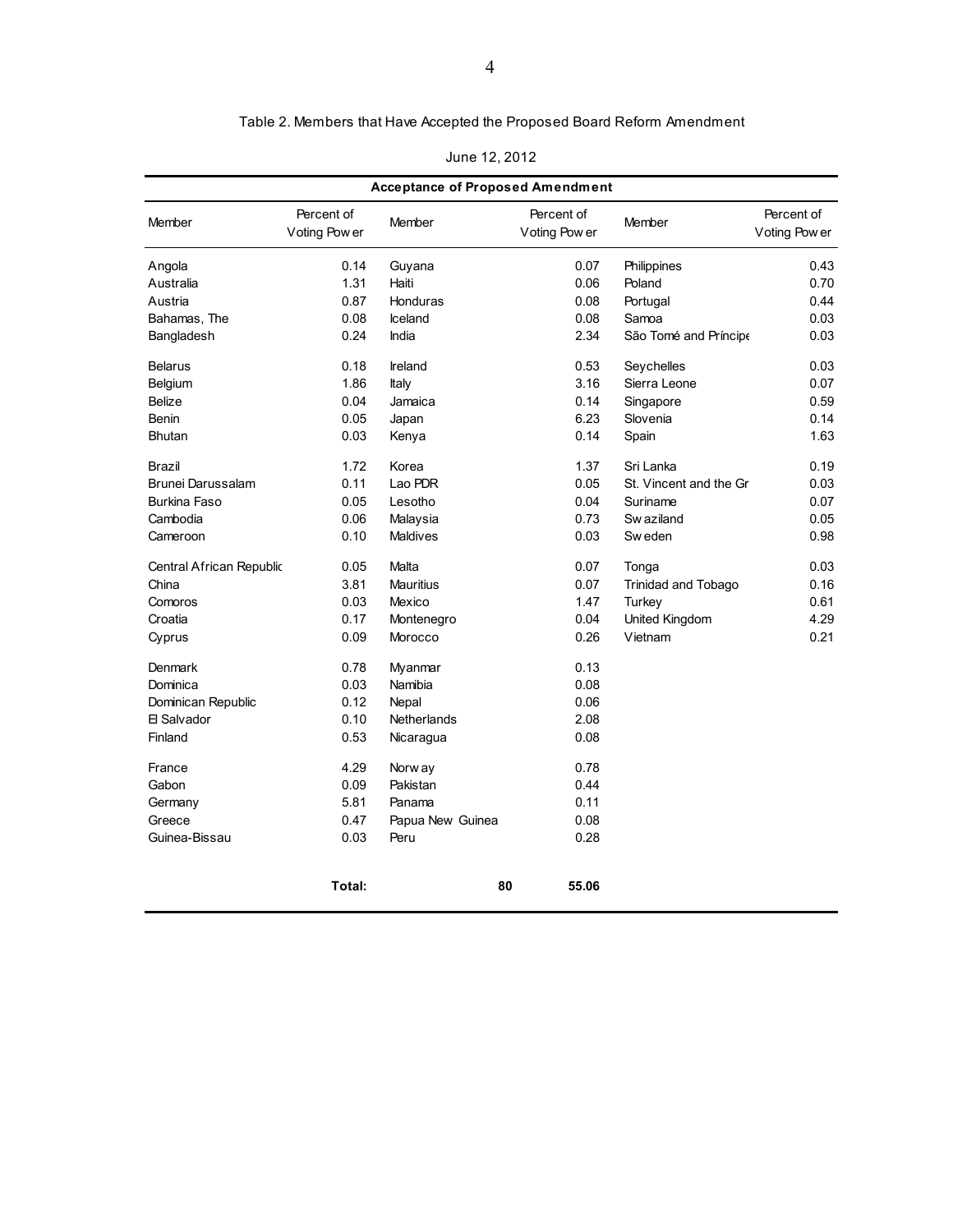Table 2. Members that Have Accepted the Proposed Board Reform Amendment

June 12, 2012

| Acceptance of Proposed Amendment | | | | | |
|---|---|---|---|---|---|
| Member | Percent of Voting Power | Member | Percent of Voting Power | Member | Percent of Voting Power |
| Angola | 0.14 | Guyana | 0.07 | Philippines | 0.43 |
| Australia | 1.31 | Haiti | 0.06 | Poland | 0.70 |
| Austria | 0.87 | Honduras | 0.08 | Portugal | 0.44 |
| Bahamas, The | 0.08 | Iceland | 0.08 | Samoa | 0.03 |
| Bangladesh | 0.24 | India | 2.34 | São Tomé and Príncipe | 0.03 |
| Belarus | 0.18 | Ireland | 0.53 | Seychelles | 0.03 |
| Belgium | 1.86 | Italy | 3.16 | Sierra Leone | 0.07 |
| Belize | 0.04 | Jamaica | 0.14 | Singapore | 0.59 |
| Benin | 0.05 | Japan | 6.23 | Slovenia | 0.14 |
| Bhutan | 0.03 | Kenya | 0.14 | Spain | 1.63 |
| Brazil | 1.72 | Korea | 1.37 | Sri Lanka | 0.19 |
| Brunei Darussalam | 0.11 | Lao PDR | 0.05 | St. Vincent and the Gr | 0.03 |
| Burkina Faso | 0.05 | Lesotho | 0.04 | Suriname | 0.07 |
| Cambodia | 0.06 | Malaysia | 0.73 | Swaziland | 0.05 |
| Cameroon | 0.10 | Maldives | 0.03 | Sweden | 0.98 |
| Central African Republic | 0.05 | Malta | 0.07 | Tonga | 0.03 |
| China | 3.81 | Mauritius | 0.07 | Trinidad and Tobago | 0.16 |
| Comoros | 0.03 | Mexico | 1.47 | Turkey | 0.61 |
| Croatia | 0.17 | Montenegro | 0.04 | United Kingdom | 4.29 |
| Cyprus | 0.09 | Morocco | 0.26 | Vietnam | 0.21 |
| Denmark | 0.78 | Myanmar | 0.13 | | |
| Dominica | 0.03 | Namibia | 0.08 | | |
| Dominican Republic | 0.12 | Nepal | 0.06 | | |
| El Salvador | 0.10 | Netherlands | 2.08 | | |
| Finland | 0.53 | Nicaragua | 0.08 | | |
| France | 4.29 | Norway | 0.78 | | |
| Gabon | 0.09 | Pakistan | 0.44 | | |
| Germany | 5.81 | Panama | 0.11 | | |
| Greece | 0.47 | Papua New Guinea | 0.08 | | |
| Guinea-Bissau | 0.03 | Peru | 0.28 | | |
| | **Total:** | **80** | **55.06** | | |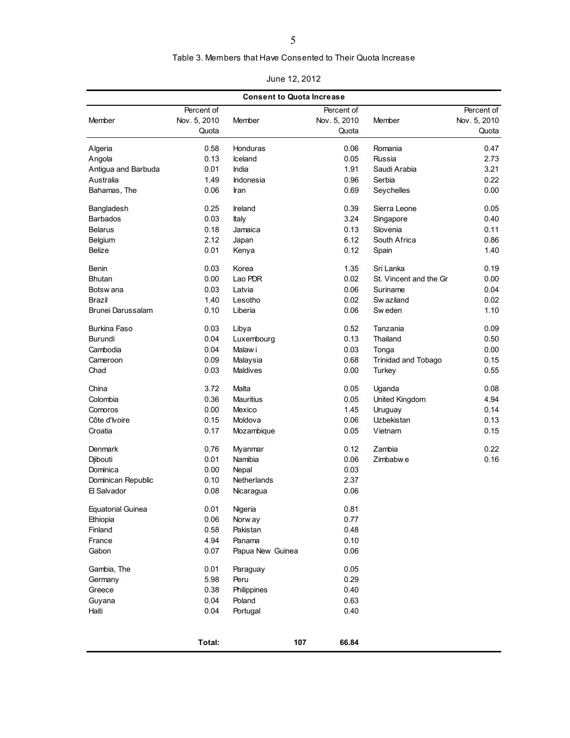Table 3. Members that Have Consented to Their Quota Increase

June 12, 2012

| Consent to Quota Increase | | | | | |
|---|---|---|---|---|---|
| Member | Percent of Nov. 5, 2010 Quota | Member | Percent of Nov. 5, 2010 Quota | Member | Percent of Nov. 5, 2010 Quota |
| Algeria | 0.58 | Honduras | 0.06 | Romania | 0.47 |
| Angola | 0.13 | Iceland | 0.05 | Russia | 2.73 |
| Antigua and Barbuda | 0.01 | India | 1.91 | Saudi Arabia | 3.21 |
| Australia | 1.49 | Indonesia | 0.96 | Serbia | 0.22 |
| Bahamas, The | 0.06 | Iran | 0.69 | Seychelles | 0.00 |
| Bangladesh | 0.25 | Ireland | 0.39 | Sierra Leone | 0.05 |
| Barbados | 0.03 | Italy | 3.24 | Singapore | 0.40 |
| Belarus | 0.18 | Jamaica | 0.13 | Slovenia | 0.11 |
| Belgium | 2.12 | Japan | 6.12 | South Africa | 0.86 |
| Belize | 0.01 | Kenya | 0.12 | Spain | 1.40 |
| Benin | 0.03 | Korea | 1.35 | Sri Lanka | 0.19 |
| Bhutan | 0.00 | Lao PDR | 0.02 | St. Vincent and the Gr | 0.00 |
| Botswana | 0.03 | Latvia | 0.06 | Suriname | 0.04 |
| Brazil | 1.40 | Lesotho | 0.02 | Swaziland | 0.02 |
| Brunei Darussalam | 0.10 | Liberia | 0.06 | Sweden | 1.10 |
| Burkina Faso | 0.03 | Libya | 0.52 | Tanzania | 0.09 |
| Burundi | 0.04 | Luxembourg | 0.13 | Thailand | 0.50 |
| Cambodia | 0.04 | Malawi | 0.03 | Tonga | 0.00 |
| Cameroon | 0.09 | Malaysia | 0.68 | Trinidad and Tobago | 0.15 |
| Chad | 0.03 | Maldives | 0.00 | Turkey | 0.55 |
| China | 3.72 | Malta | 0.05 | Uganda | 0.08 |
| Colombia | 0.36 | Mauritius | 0.05 | United Kingdom | 4.94 |
| Comoros | 0.00 | Mexico | 1.45 | Uruguay | 0.14 |
| Côte d'Ivoire | 0.15 | Moldova | 0.06 | Uzbekistan | 0.13 |
| Croatia | 0.17 | Mozambique | 0.05 | Vietnam | 0.15 |
| Denmark | 0.76 | Myanmar | 0.12 | Zambia | 0.22 |
| Djibouti | 0.01 | Namibia | 0.06 | Zimbabwe | 0.16 |
| Dominica | 0.00 | Nepal | 0.03 | | |
| Dominican Republic | 0.10 | Netherlands | 2.37 | | |
| El Salvador | 0.08 | Nicaragua | 0.06 | | |
| Equatorial Guinea | 0.01 | Nigeria | 0.81 | | |
| Ethiopia | 0.06 | Norway | 0.77 | | |
| Finland | 0.58 | Pakistan | 0.48 | | |
| France | 4.94 | Panama | 0.10 | | |
| Gabon | 0.07 | Papua New Guinea | 0.06 | | |
| Gambia, The | 0.01 | Paraguay | 0.05 | | |
| Germany | 5.98 | Peru | 0.29 | | |
| Greece | 0.38 | Philippines | 0.40 | | |
| Guyana | 0.04 | Poland | 0.63 | | |
| Haiti | 0.04 | Portugal | 0.40 | | |
| **Total:** | | **107** | **66.84** | | |